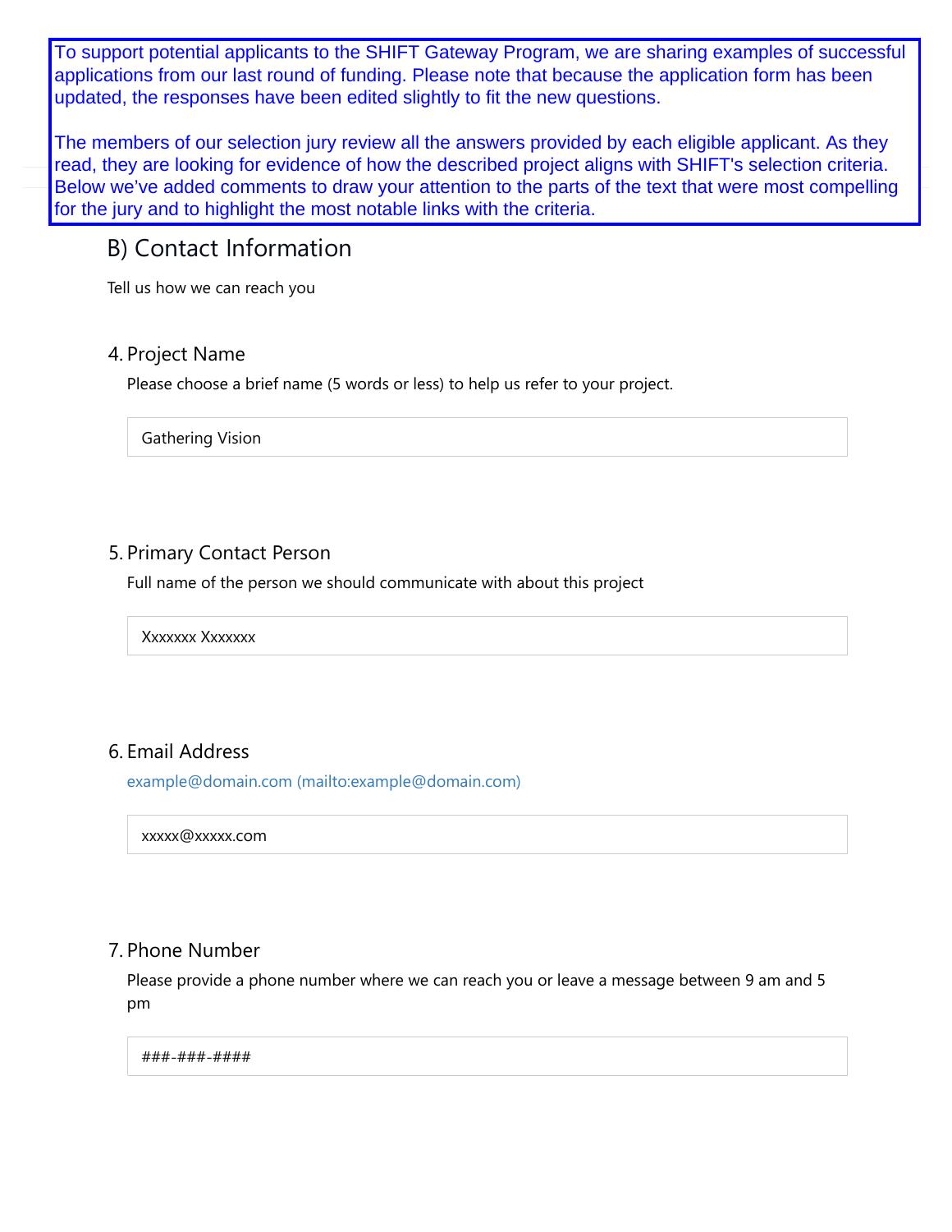To support potential applicants to the SHIFT Gateway Program, we are sharing examples of successful applications from our last round of funding. Please note that because the application form has been updated, the responses have been edited slightly to fit the new questions.

The members of our selection jury review all the answers provided by each eligible applicant. As they read, they are looking for evidence of how the described project aligns with SHIFT's selection criteria. Below we've added comments to draw your attention to the parts of the text that were most compelling for the jury and to highlight the most notable links with the criteria.

## B) Contact Information

Tell us how we can reach you

### 4. Project Name

Please choose a brief name (5 words or less) to help us refer to your project.

Gathering Vision

### 5. Primary Contact Person

Full name of the person we should communicate with about this project

Xxxxxxx Xxxxxxx

### 6. Email Address

example@domain.com (mailto:example@domain.com)

xxxxx@xxxxx.com

### 7. Phone Number

Please provide a phone number where we can reach you or leave a message between 9 am and 5 pm

###-###-####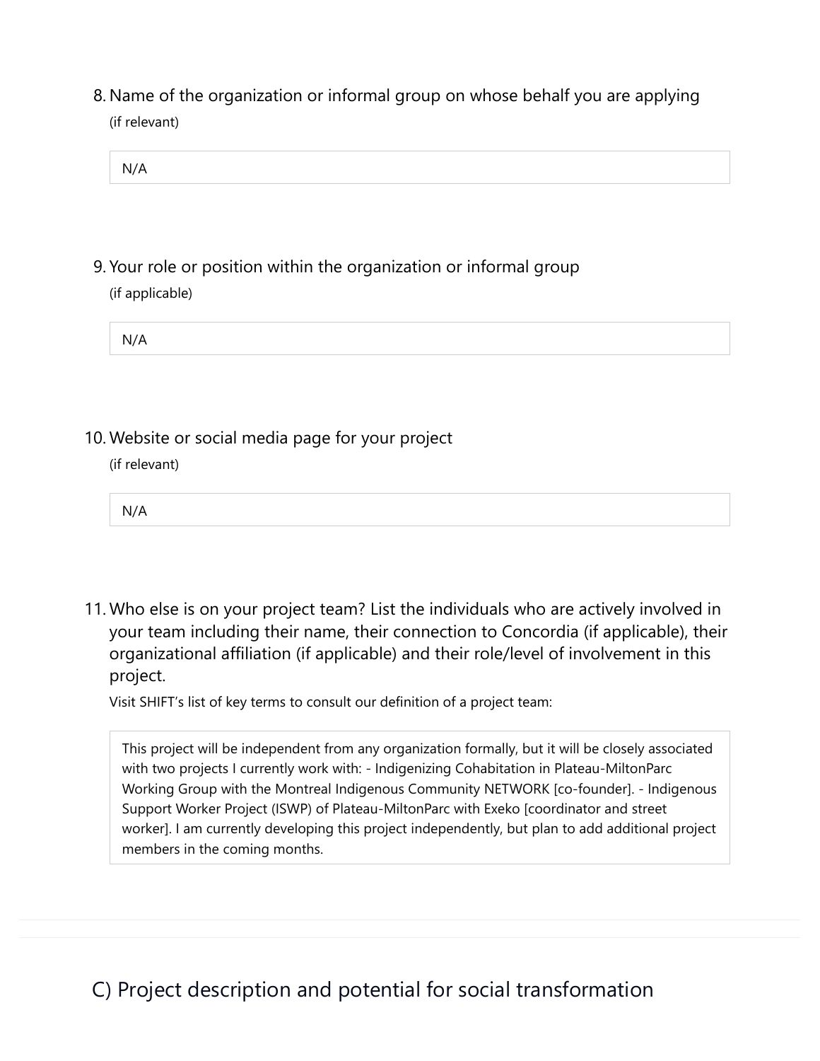8. Name of the organization or informal group on whose behalf you are applying

   (if relevant)

   N/A

9. Your role or position within the organization or informal group

   (if applicable)

   N/A

10. Website or social media page for your project

    (if relevant)

    N/A

11. Who else is on your project team? List the individuals who are actively involved in your team including their name, their connection to Concordia (if applicable), their organizational affiliation (if applicable) and their role/level of involvement in this project.

    Visit SHIFT's list of key terms to consult our definition of a project team:

    This project will be independent from any organization formally, but it will be closely associated with two projects I currently work with: - Indigenizing Cohabitation in Plateau-MiltonParc Working Group with the Montreal Indigenous Community NETWORK [co-founder]. - Indigenous Support Worker Project (ISWP) of Plateau-MiltonParc with Exeko [coordinator and street worker]. I am currently developing this project independently, but plan to add additional project members in the coming months.

## C) Project description and potential for social transformation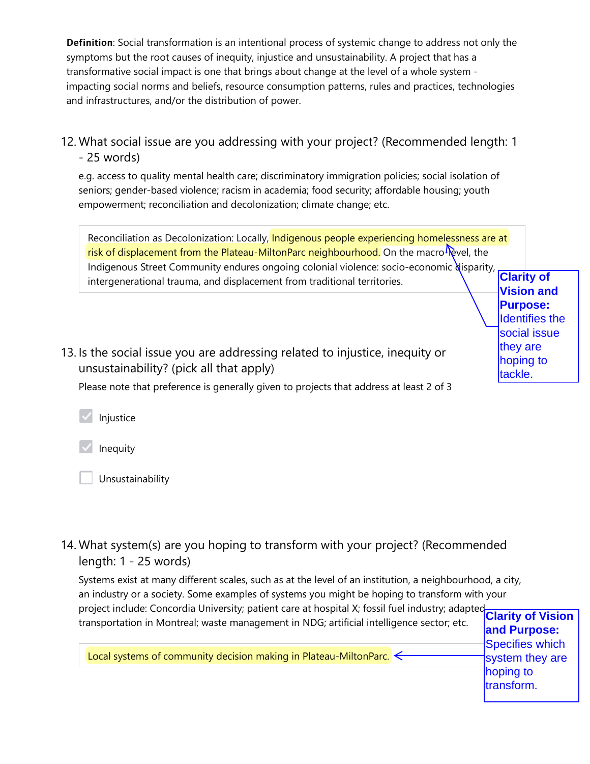**Definition**: Social transformation is an intentional process of systemic change to address not only the symptoms but the root causes of inequity, injustice and unsustainability. A project that has a transformative social impact is one that brings about change at the level of a whole system - impacting social norms and beliefs, resource consumption patterns, rules and practices, technologies and infrastructures, and/or the distribution of power.

12. What social issue are you addressing with your project? (Recommended length: 1 - 25 words)

    e.g. access to quality mental health care; discriminatory immigration policies; social isolation of seniors; gender-based violence; racism in academia; food security; affordable housing; youth empowerment; reconciliation and decolonization; climate change; etc.

    > Reconciliation as Decolonization: Locally, Indigenous people experiencing homelessness are at risk of displacement from the Plateau-MiltonParc neighbourhood. On the macro-level, the Indigenous Street Community endures ongoing colonial violence: socio-economic disparity, intergenerational trauma, and displacement from traditional territories.

    **Clarity of Vision and Purpose:** Identifies the social issue they are hoping to tackle.

13. Is the social issue you are addressing related to injustice, inequity or unsustainability? (pick all that apply)

    Please note that preference is generally given to projects that address at least 2 of 3

    - [x] Injustice
    - [x] Inequity
    - [ ] Unsustainability

14. What system(s) are you hoping to transform with your project? (Recommended length: 1 - 25 words)

    Systems exist at many different scales, such as at the level of an institution, a neighbourhood, a city, an industry or a society. Some examples of systems you might be hoping to transform with your project include: Concordia University; patient care at hospital X; fossil fuel industry; adapted transportation in Montreal; waste management in NDG; artificial intelligence sector; etc.

    > Local systems of community decision making in Plateau-MiltonParc.

    **Clarity of Vision and Purpose:** Specifies which system they are hoping to transform.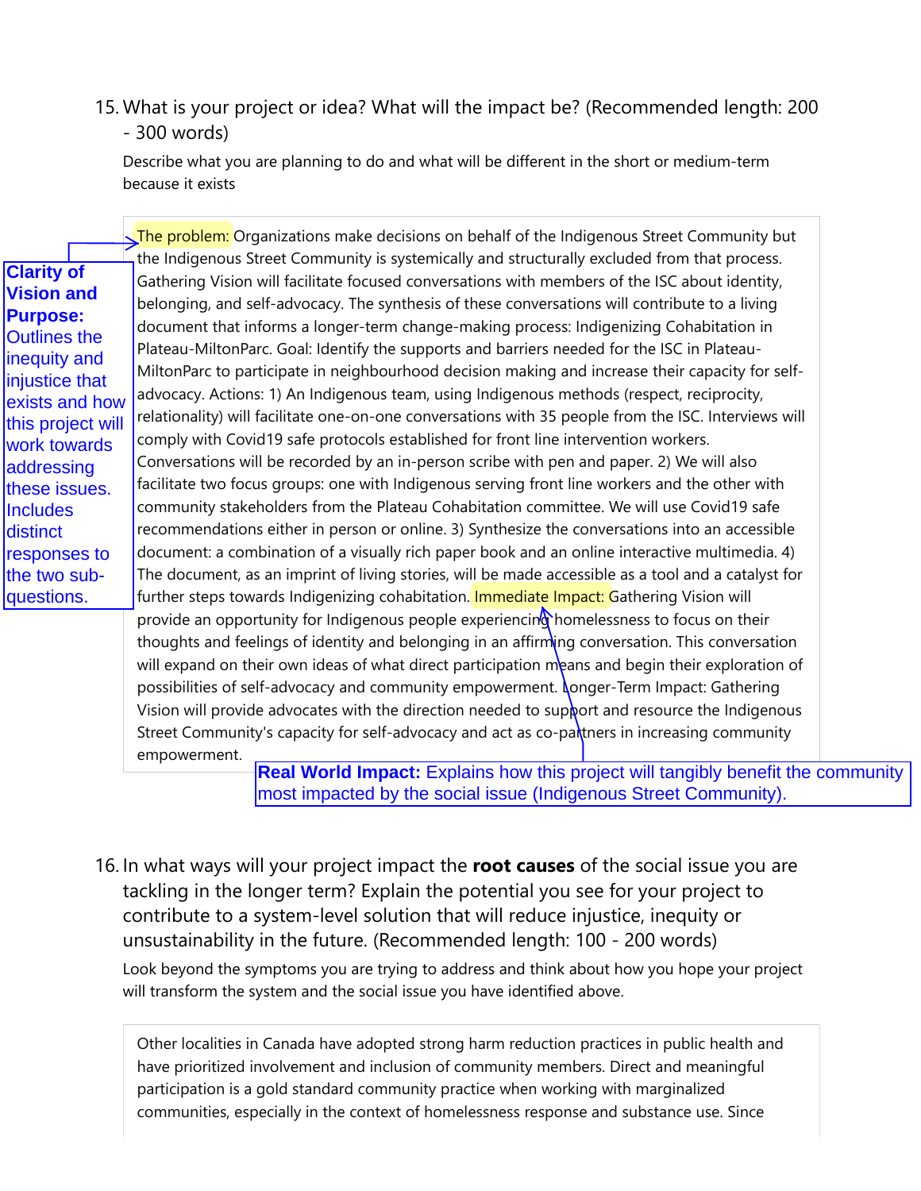15. What is your project or idea? What will the impact be? (Recommended length: 200 - 300 words)

Describe what you are planning to do and what will be different in the short or medium-term because it exists

> The problem: Organizations make decisions on behalf of the Indigenous Street Community but the Indigenous Street Community is systemically and structurally excluded from that process. Gathering Vision will facilitate focused conversations with members of the ISC about identity, belonging, and self-advocacy. The synthesis of these conversations will contribute to a living document that informs a longer-term change-making process: Indigenizing Cohabitation in Plateau-MiltonParc. Goal: Identify the supports and barriers needed for the ISC in Plateau-MiltonParc to participate in neighbourhood decision making and increase their capacity for self-advocacy. Actions: 1) An Indigenous team, using Indigenous methods (respect, reciprocity, relationality) will facilitate one-on-one conversations with 35 people from the ISC. Interviews will comply with Covid19 safe protocols established for front line intervention workers. Conversations will be recorded by an in-person scribe with pen and paper. 2) We will also facilitate two focus groups: one with Indigenous serving front line workers and the other with community stakeholders from the Plateau Cohabitation committee. We will use Covid19 safe recommendations either in person or online. 3) Synthesize the conversations into an accessible document: a combination of a visually rich paper book and an online interactive multimedia. 4) The document, as an imprint of living stories, will be made accessible as a tool and a catalyst for further steps towards Indigenizing cohabitation. Immediate Impact: Gathering Vision will provide an opportunity for Indigenous people experiencing homelessness to focus on their thoughts and feelings of identity and belonging in an affirming conversation. This conversation will expand on their own ideas of what direct participation means and begin their exploration of possibilities of self-advocacy and community empowerment. Longer-Term Impact: Gathering Vision will provide advocates with the direction needed to support and resource the Indigenous Street Community's capacity for self-advocacy and act as co-partners in increasing community empowerment.

**Clarity of Vision and Purpose:** Outlines the inequity and injustice that exists and how this project will work towards addressing these issues. Includes distinct responses to the two sub-questions.

**Real World Impact:** Explains how this project will tangibly benefit the community most impacted by the social issue (Indigenous Street Community).

16. In what ways will your project impact the **root causes** of the social issue you are tackling in the longer term? Explain the potential you see for your project to contribute to a system-level solution that will reduce injustice, inequity or unsustainability in the future. (Recommended length: 100 - 200 words)

Look beyond the symptoms you are trying to address and think about how you hope your project will transform the system and the social issue you have identified above.

> Other localities in Canada have adopted strong harm reduction practices in public health and have prioritized involvement and inclusion of community members. Direct and meaningful participation is a gold standard community practice when working with marginalized communities, especially in the context of homelessness response and substance use. Since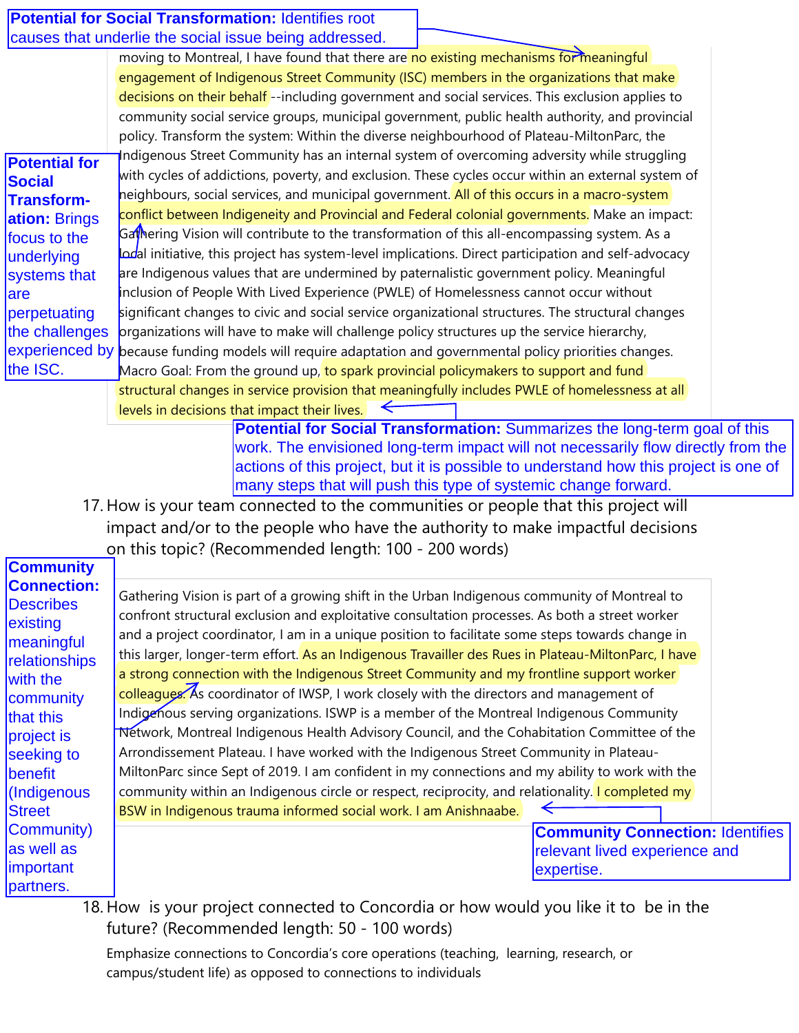**Potential for Social Transformation:** Identifies root causes that underlie the social issue being addressed.

moving to Montreal, I have found that there are no existing mechanisms for meaningful engagement of Indigenous Street Community (ISC) members in the organizations that make decisions on their behalf --including government and social services. This exclusion applies to community social service groups, municipal government, public health authority, and provincial policy. Transform the system: Within the diverse neighbourhood of Plateau-MiltonParc, the Indigenous Street Community has an internal system of overcoming adversity while struggling with cycles of addictions, poverty, and exclusion. These cycles occur within an external system of neighbours, social services, and municipal government. All of this occurs in a macro-system conflict between Indigeneity and Provincial and Federal colonial governments. Make an impact: Gathering Vision will contribute to the transformation of this all-encompassing system. As a local initiative, this project has system-level implications. Direct participation and self-advocacy are Indigenous values that are undermined by paternalistic government policy. Meaningful inclusion of People With Lived Experience (PWLE) of Homelessness cannot occur without significant changes to civic and social service organizational structures. The structural changes organizations will have to make will challenge policy structures up the service hierarchy, because funding models will require adaptation and governmental policy priorities changes. Macro Goal: From the ground up, to spark provincial policymakers to support and fund structural changes in service provision that meaningfully includes PWLE of homelessness at all levels in decisions that impact their lives.

**Potential for Social Transformation:** Brings focus to the underlying systems that are perpetuating the challenges experienced by the ISC.

**Potential for Social Transformation:** Summarizes the long-term goal of this work. The envisioned long-term impact will not necessarily flow directly from the actions of this project, but it is possible to understand how this project is one of many steps that will push this type of systemic change forward.

17. How is your team connected to the communities or people that this project will impact and/or to the people who have the authority to make impactful decisions on this topic? (Recommended length: 100 - 200 words)

Gathering Vision is part of a growing shift in the Urban Indigenous community of Montreal to confront structural exclusion and exploitative consultation processes. As both a street worker and a project coordinator, I am in a unique position to facilitate some steps towards change in this larger, longer-term effort. As an Indigenous Travailler des Rues in Plateau-MiltonParc, I have a strong connection with the Indigenous Street Community and my frontline support worker colleagues. As coordinator of IWSP, I work closely with the directors and management of Indigenous serving organizations. ISWP is a member of the Montreal Indigenous Community Network, Montreal Indigenous Health Advisory Council, and the Cohabitation Committee of the Arrondissement Plateau. I have worked with the Indigenous Street Community in Plateau-MiltonParc since Sept of 2019. I am confident in my connections and my ability to work with the community within an Indigenous circle or respect, reciprocity, and relationality. I completed my BSW in Indigenous trauma informed social work. I am Anishnaabe.

**Community Connection:** Describes existing meaningful relationships with the community that this project is seeking to benefit (Indigenous Street Community) as well as important partners.

**Community Connection:** Identifies relevant lived experience and expertise.

18. How is your project connected to Concordia or how would you like it to be in the future? (Recommended length: 50 - 100 words)

Emphasize connections to Concordia's core operations (teaching, learning, research, or campus/student life) as opposed to connections to individuals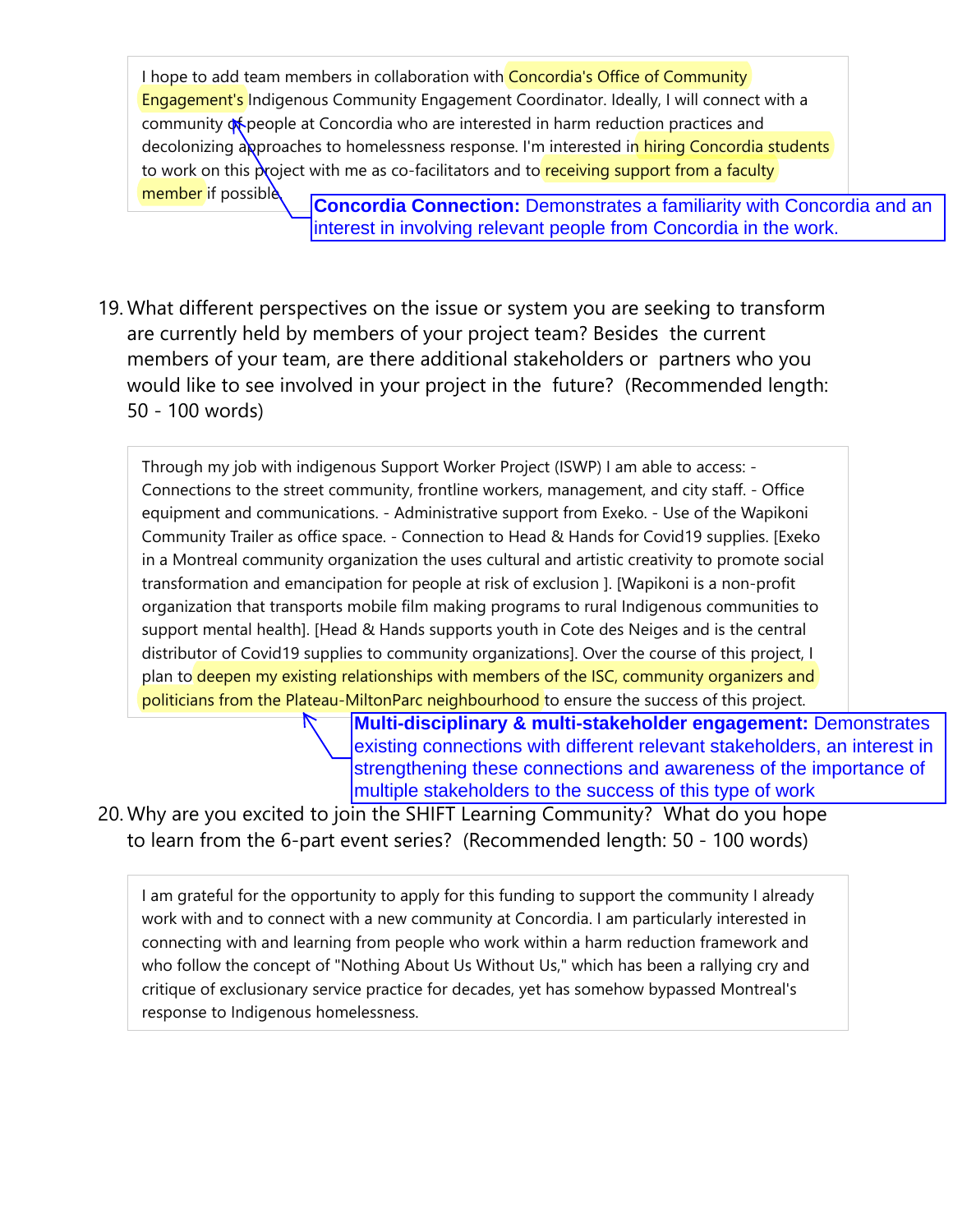I hope to add team members in collaboration with Concordia's Office of Community Engagement's Indigenous Community Engagement Coordinator. Ideally, I will connect with a community of people at Concordia who are interested in harm reduction practices and decolonizing approaches to homelessness response. I'm interested in hiring Concordia students to work on this project with me as co-facilitators and to receiving support from a faculty member if possible.

**Concordia Connection:** Demonstrates a familiarity with Concordia and an interest in involving relevant people from Concordia in the work.

19. What different perspectives on the issue or system you are seeking to transform are currently held by members of your project team? Besides the current members of your team, are there additional stakeholders or partners who you would like to see involved in your project in the future? (Recommended length: 50 - 100 words)

Through my job with indigenous Support Worker Project (ISWP) I am able to access: - Connections to the street community, frontline workers, management, and city staff. - Office equipment and communications. - Administrative support from Exeko. - Use of the Wapikoni Community Trailer as office space. - Connection to Head & Hands for Covid19 supplies. [Exeko in a Montreal community organization the uses cultural and artistic creativity to promote social transformation and emancipation for people at risk of exclusion ]. [Wapikoni is a non-profit organization that transports mobile film making programs to rural Indigenous communities to support mental health]. [Head & Hands supports youth in Cote des Neiges and is the central distributor of Covid19 supplies to community organizations]. Over the course of this project, I plan to deepen my existing relationships with members of the ISC, community organizers and politicians from the Plateau-MiltonParc neighbourhood to ensure the success of this project.

**Multi-disciplinary & multi-stakeholder engagement:** Demonstrates existing connections with different relevant stakeholders, an interest in strengthening these connections and awareness of the importance of multiple stakeholders to the success of this type of work

20. Why are you excited to join the SHIFT Learning Community? What do you hope to learn from the 6-part event series? (Recommended length: 50 - 100 words)

I am grateful for the opportunity to apply for this funding to support the community I already work with and to connect with a new community at Concordia. I am particularly interested in connecting with and learning from people who work within a harm reduction framework and who follow the concept of "Nothing About Us Without Us," which has been a rallying cry and critique of exclusionary service practice for decades, yet has somehow bypassed Montreal's response to Indigenous homelessness.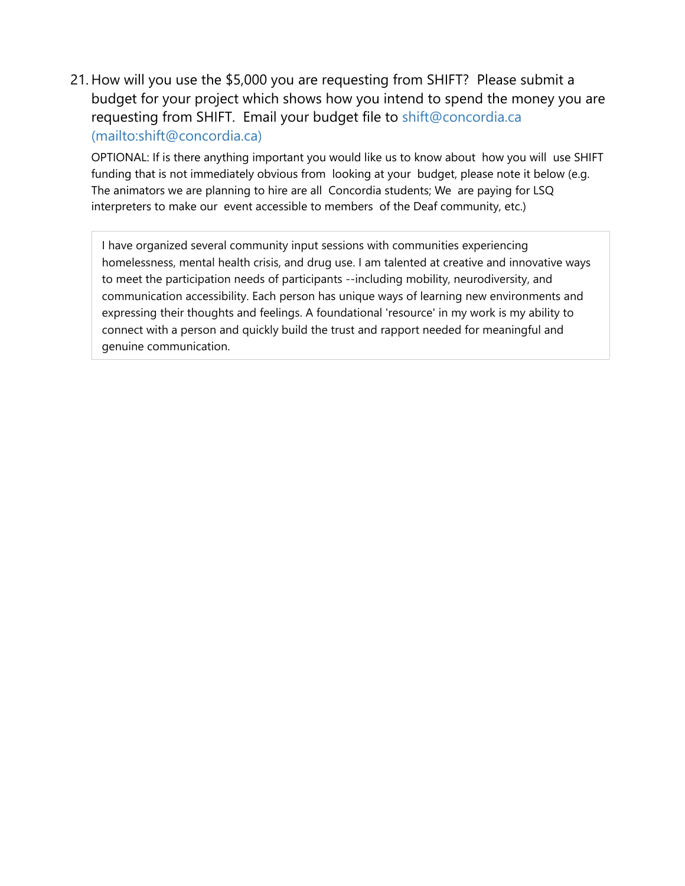21. How will you use the $5,000 you are requesting from SHIFT? Please submit a budget for your project which shows how you intend to spend the money you are requesting from SHIFT. Email your budget file to shift@concordia.ca (mailto:shift@concordia.ca)

    OPTIONAL: If is there anything important you would like us to know about how you will use SHIFT funding that is not immediately obvious from looking at your budget, please note it below (e.g. The animators we are planning to hire are all Concordia students; We are paying for LSQ interpreters to make our event accessible to members of the Deaf community, etc.)

    I have organized several community input sessions with communities experiencing homelessness, mental health crisis, and drug use. I am talented at creative and innovative ways to meet the participation needs of participants --including mobility, neurodiversity, and communication accessibility. Each person has unique ways of learning new environments and expressing their thoughts and feelings. A foundational 'resource' in my work is my ability to connect with a person and quickly build the trust and rapport needed for meaningful and genuine communication.